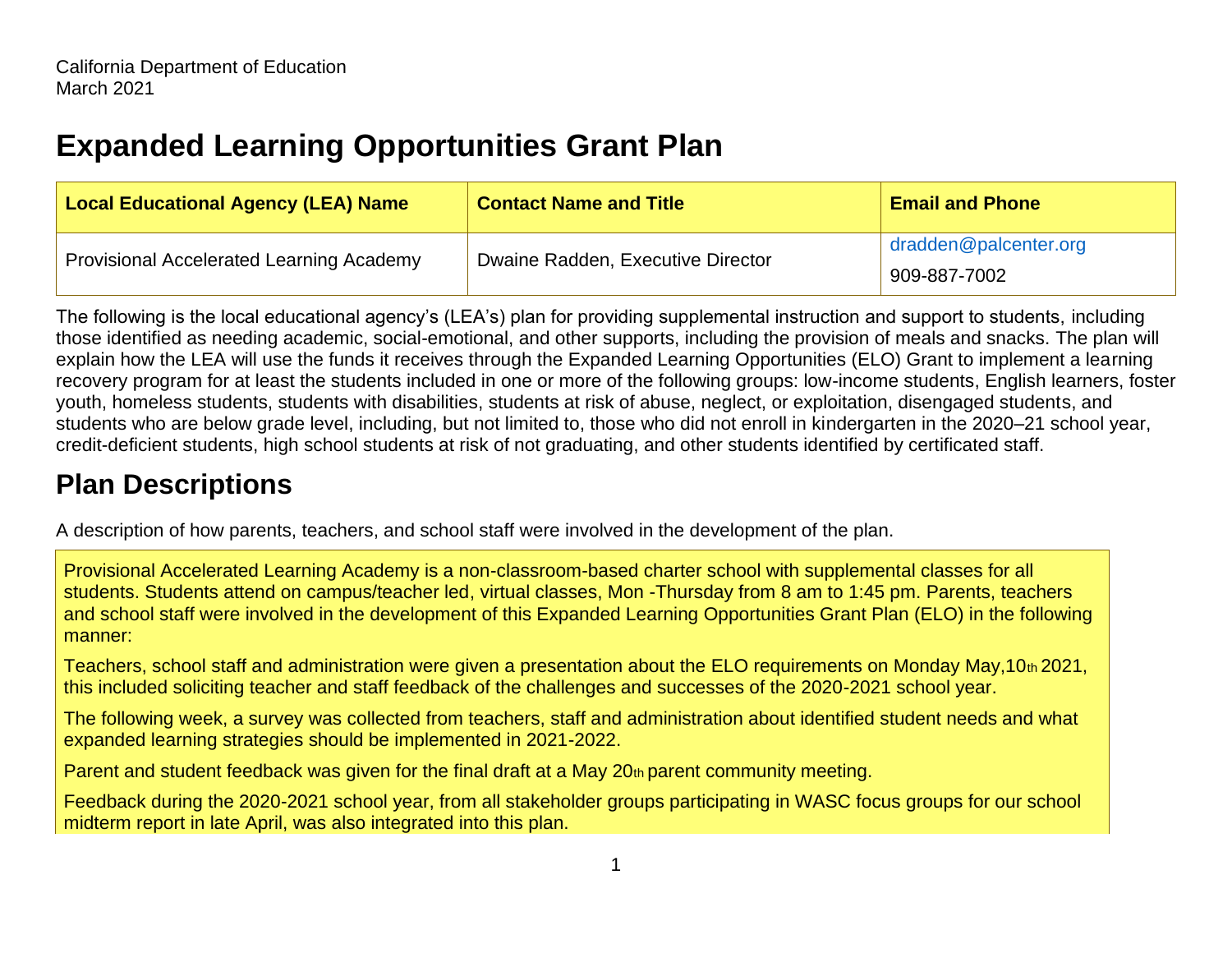California Department of Education
March 2021

# Expanded Learning Opportunities Grant Plan

| Local Educational Agency (LEA) Name | Contact Name and Title | Email and Phone |
|---|---|---|
| Provisional Accelerated Learning Academy | Dwaine Radden, Executive Director | dradden@palcenter.org<br>909-887-7002 |

The following is the local educational agency's (LEA's) plan for providing supplemental instruction and support to students, including those identified as needing academic, social-emotional, and other supports, including the provision of meals and snacks. The plan will explain how the LEA will use the funds it receives through the Expanded Learning Opportunities (ELO) Grant to implement a learning recovery program for at least the students included in one or more of the following groups: low-income students, English learners, foster youth, homeless students, students with disabilities, students at risk of abuse, neglect, or exploitation, disengaged students, and students who are below grade level, including, but not limited to, those who did not enroll in kindergarten in the 2020–21 school year, credit-deficient students, high school students at risk of not graduating, and other students identified by certificated staff.

## Plan Descriptions

A description of how parents, teachers, and school staff were involved in the development of the plan.

Provisional Accelerated Learning Academy is a non-classroom-based charter school with supplemental classes for all students. Students attend on campus/teacher led, virtual classes, Mon -Thursday from 8 am to 1:45 pm. Parents, teachers and school staff were involved in the development of this Expanded Learning Opportunities Grant Plan (ELO) in the following manner:

Teachers, school staff and administration were given a presentation about the ELO requirements on Monday May,10th 2021, this included soliciting teacher and staff feedback of the challenges and successes of the 2020-2021 school year.

The following week, a survey was collected from teachers, staff and administration about identified student needs and what expanded learning strategies should be implemented in 2021-2022.

Parent and student feedback was given for the final draft at a May 20th parent community meeting.

Feedback during the 2020-2021 school year, from all stakeholder groups participating in WASC focus groups for our school midterm report in late April, was also integrated into this plan.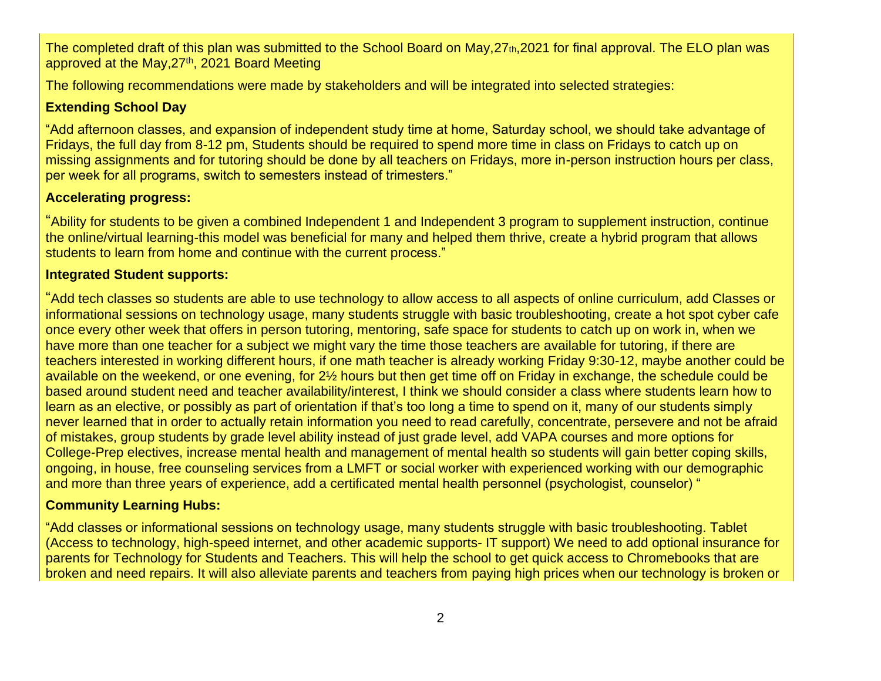The completed draft of this plan was submitted to the School Board on May,27th,2021 for final approval. The ELO plan was approved at the May,27th, 2021 Board Meeting

The following recommendations were made by stakeholders and will be integrated into selected strategies:

**Extending School Day**

"Add afternoon classes, and expansion of independent study time at home, Saturday school, we should take advantage of Fridays, the full day from 8-12 pm, Students should be required to spend more time in class on Fridays to catch up on missing assignments and for tutoring should be done by all teachers on Fridays, more in-person instruction hours per class, per week for all programs, switch to semesters instead of trimesters."

**Accelerating progress:**

"Ability for students to be given a combined Independent 1 and Independent 3 program to supplement instruction, continue the online/virtual learning-this model was beneficial for many and helped them thrive, create a hybrid program that allows students to learn from home and continue with the current process."

**Integrated Student supports:**

"Add tech classes so students are able to use technology to allow access to all aspects of online curriculum, add Classes or informational sessions on technology usage, many students struggle with basic troubleshooting, create a hot spot cyber cafe once every other week that offers in person tutoring, mentoring, safe space for students to catch up on work in, when we have more than one teacher for a subject we might vary the time those teachers are available for tutoring, if there are teachers interested in working different hours, if one math teacher is already working Friday 9:30-12, maybe another could be available on the weekend, or one evening, for 2½ hours but then get time off on Friday in exchange, the schedule could be based around student need and teacher availability/interest, I think we should consider a class where students learn how to learn as an elective, or possibly as part of orientation if that's too long a time to spend on it, many of our students simply never learned that in order to actually retain information you need to read carefully, concentrate, persevere and not be afraid of mistakes, group students by grade level ability instead of just grade level, add VAPA courses and more options for College-Prep electives, increase mental health and management of mental health so students will gain better coping skills, ongoing, in house, free counseling services from a LMFT or social worker with experienced working with our demographic and more than three years of experience, add a certificated mental health personnel (psychologist, counselor) "

**Community Learning Hubs:**

"Add classes or informational sessions on technology usage, many students struggle with basic troubleshooting. Tablet (Access to technology, high-speed internet, and other academic supports- IT support) We need to add optional insurance for parents for Technology for Students and Teachers. This will help the school to get quick access to Chromebooks that are broken and need repairs. It will also alleviate parents and teachers from paying high prices when our technology is broken or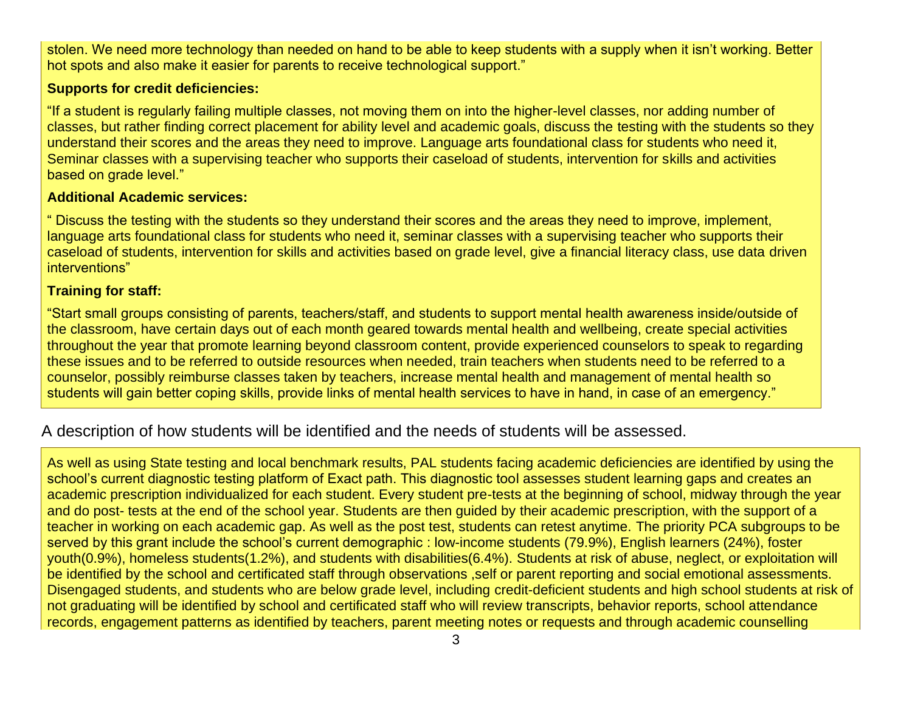stolen. We need more technology than needed on hand to be able to keep students with a supply when it isn't working. Better hot spots and also make it easier for parents to receive technological support."

**Supports for credit deficiencies:**

"If a student is regularly failing multiple classes, not moving them on into the higher-level classes, nor adding number of classes, but rather finding correct placement for ability level and academic goals, discuss the testing with the students so they understand their scores and the areas they need to improve. Language arts foundational class for students who need it, Seminar classes with a supervising teacher who supports their caseload of students, intervention for skills and activities based on grade level."

**Additional Academic services:**

" Discuss the testing with the students so they understand their scores and the areas they need to improve, implement, language arts foundational class for students who need it, seminar classes with a supervising teacher who supports their caseload of students, intervention for skills and activities based on grade level, give a financial literacy class, use data driven interventions"

**Training for staff:**

"Start small groups consisting of parents, teachers/staff, and students to support mental health awareness inside/outside of the classroom, have certain days out of each month geared towards mental health and wellbeing, create special activities throughout the year that promote learning beyond classroom content, provide experienced counselors to speak to regarding these issues and to be referred to outside resources when needed, train teachers when students need to be referred to a counselor, possibly reimburse classes taken by teachers, increase mental health and management of mental health so students will gain better coping skills, provide links of mental health services to have in hand, in case of an emergency."

## A description of how students will be identified and the needs of students will be assessed.

As well as using State testing and local benchmark results, PAL students facing academic deficiencies are identified by using the school's current diagnostic testing platform of Exact path. This diagnostic tool assesses student learning gaps and creates an academic prescription individualized for each student. Every student pre-tests at the beginning of school, midway through the year and do post- tests at the end of the school year. Students are then guided by their academic prescription, with the support of a teacher in working on each academic gap. As well as the post test, students can retest anytime. The priority PCA subgroups to be served by this grant include the school's current demographic : low-income students (79.9%), English learners (24%), foster youth(0.9%), homeless students(1.2%), and students with disabilities(6.4%). Students at risk of abuse, neglect, or exploitation will be identified by the school and certificated staff through observations ,self or parent reporting and social emotional assessments. Disengaged students, and students who are below grade level, including credit-deficient students and high school students at risk of not graduating will be identified by school and certificated staff who will review transcripts, behavior reports, school attendance records, engagement patterns as identified by teachers, parent meeting notes or requests and through academic counselling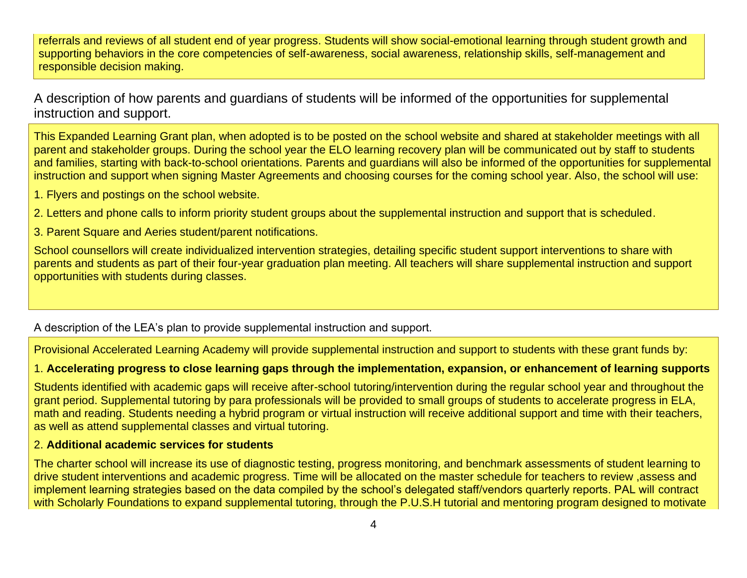referrals and reviews of all student end of year progress. Students will show social-emotional learning through student growth and supporting behaviors in the core competencies of self-awareness, social awareness, relationship skills, self-management and responsible decision making.

A description of how parents and guardians of students will be informed of the opportunities for supplemental instruction and support.

This Expanded Learning Grant plan, when adopted is to be posted on the school website and shared at stakeholder meetings with all parent and stakeholder groups. During the school year the ELO learning recovery plan will be communicated out by staff to students and families, starting with back-to-school orientations. Parents and guardians will also be informed of the opportunities for supplemental instruction and support when signing Master Agreements and choosing courses for the coming school year. Also, the school will use:

1. Flyers and postings on the school website.

2. Letters and phone calls to inform priority student groups about the supplemental instruction and support that is scheduled.

3. Parent Square and Aeries student/parent notifications.

School counsellors will create individualized intervention strategies, detailing specific student support interventions to share with parents and students as part of their four-year graduation plan meeting. All teachers will share supplemental instruction and support opportunities with students during classes.

A description of the LEA's plan to provide supplemental instruction and support.

Provisional Accelerated Learning Academy will provide supplemental instruction and support to students with these grant funds by:

1. **Accelerating progress to close learning gaps through the implementation, expansion, or enhancement of learning supports**

Students identified with academic gaps will receive after-school tutoring/intervention during the regular school year and throughout the grant period. Supplemental tutoring by para professionals will be provided to small groups of students to accelerate progress in ELA, math and reading. Students needing a hybrid program or virtual instruction will receive additional support and time with their teachers, as well as attend supplemental classes and virtual tutoring.

2. **Additional academic services for students**

The charter school will increase its use of diagnostic testing, progress monitoring, and benchmark assessments of student learning to drive student interventions and academic progress. Time will be allocated on the master schedule for teachers to review ,assess and implement learning strategies based on the data compiled by the school's delegated staff/vendors quarterly reports. PAL will contract with Scholarly Foundations to expand supplemental tutoring, through the P.U.S.H tutorial and mentoring program designed to motivate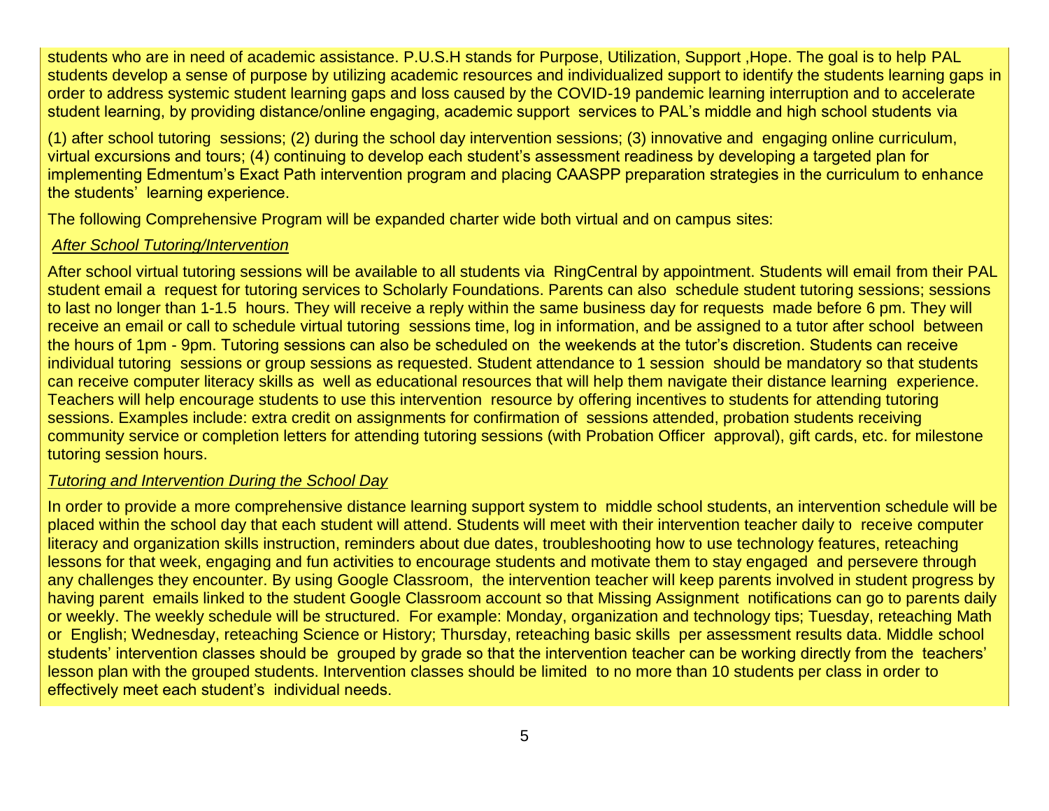students who are in need of academic assistance. P.U.S.H stands for Purpose, Utilization, Support ,Hope. The goal is to help PAL students develop a sense of purpose by utilizing academic resources and individualized support to identify the students learning gaps in order to address systemic student learning gaps and loss caused by the COVID-19 pandemic learning interruption and to accelerate student learning, by providing distance/online engaging, academic support services to PAL's middle and high school students via

(1) after school tutoring sessions; (2) during the school day intervention sessions; (3) innovative and engaging online curriculum, virtual excursions and tours; (4) continuing to develop each student's assessment readiness by developing a targeted plan for implementing Edmentum's Exact Path intervention program and placing CAASPP preparation strategies in the curriculum to enhance the students' learning experience.

The following Comprehensive Program will be expanded charter wide both virtual and on campus sites:

*After School Tutoring/Intervention*

After school virtual tutoring sessions will be available to all students via RingCentral by appointment. Students will email from their PAL student email a request for tutoring services to Scholarly Foundations. Parents can also schedule student tutoring sessions; sessions to last no longer than 1-1.5 hours. They will receive a reply within the same business day for requests made before 6 pm. They will receive an email or call to schedule virtual tutoring sessions time, log in information, and be assigned to a tutor after school between the hours of 1pm - 9pm. Tutoring sessions can also be scheduled on the weekends at the tutor's discretion. Students can receive individual tutoring sessions or group sessions as requested. Student attendance to 1 session should be mandatory so that students can receive computer literacy skills as well as educational resources that will help them navigate their distance learning experience. Teachers will help encourage students to use this intervention resource by offering incentives to students for attending tutoring sessions. Examples include: extra credit on assignments for confirmation of sessions attended, probation students receiving community service or completion letters for attending tutoring sessions (with Probation Officer approval), gift cards, etc. for milestone tutoring session hours.

*Tutoring and Intervention During the School Day*

In order to provide a more comprehensive distance learning support system to middle school students, an intervention schedule will be placed within the school day that each student will attend. Students will meet with their intervention teacher daily to receive computer literacy and organization skills instruction, reminders about due dates, troubleshooting how to use technology features, reteaching lessons for that week, engaging and fun activities to encourage students and motivate them to stay engaged and persevere through any challenges they encounter. By using Google Classroom, the intervention teacher will keep parents involved in student progress by having parent emails linked to the student Google Classroom account so that Missing Assignment notifications can go to parents daily or weekly. The weekly schedule will be structured. For example: Monday, organization and technology tips; Tuesday, reteaching Math or English; Wednesday, reteaching Science or History; Thursday, reteaching basic skills per assessment results data. Middle school students' intervention classes should be grouped by grade so that the intervention teacher can be working directly from the teachers' lesson plan with the grouped students. Intervention classes should be limited to no more than 10 students per class in order to effectively meet each student's individual needs.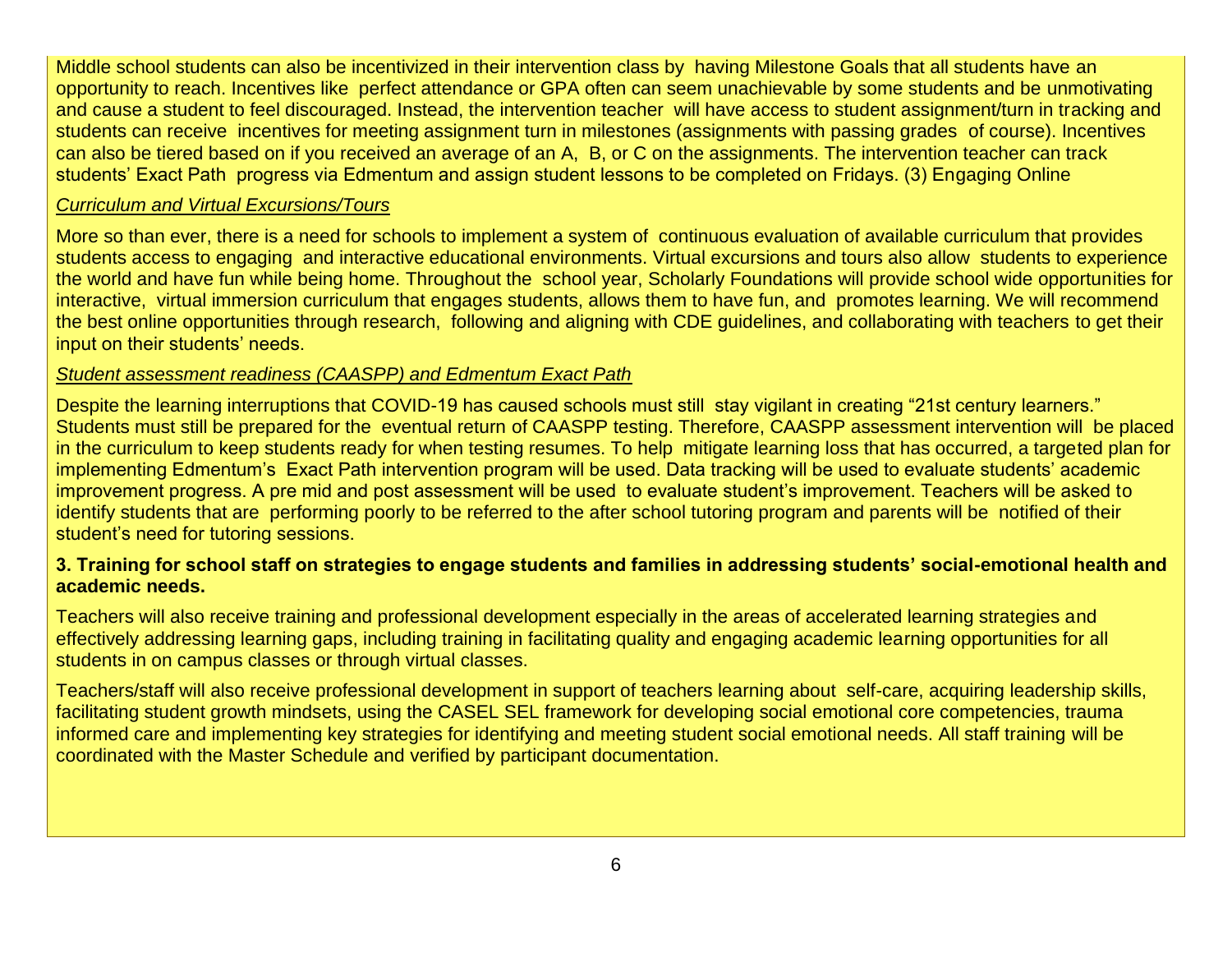Middle school students can also be incentivized in their intervention class by having Milestone Goals that all students have an opportunity to reach. Incentives like perfect attendance or GPA often can seem unachievable by some students and be unmotivating and cause a student to feel discouraged. Instead, the intervention teacher will have access to student assignment/turn in tracking and students can receive incentives for meeting assignment turn in milestones (assignments with passing grades of course). Incentives can also be tiered based on if you received an average of an A, B, or C on the assignments. The intervention teacher can track students' Exact Path progress via Edmentum and assign student lessons to be completed on Fridays. (3) Engaging Online

*Curriculum and Virtual Excursions/Tours*

More so than ever, there is a need for schools to implement a system of continuous evaluation of available curriculum that provides students access to engaging and interactive educational environments. Virtual excursions and tours also allow students to experience the world and have fun while being home. Throughout the school year, Scholarly Foundations will provide school wide opportunities for interactive, virtual immersion curriculum that engages students, allows them to have fun, and promotes learning. We will recommend the best online opportunities through research, following and aligning with CDE guidelines, and collaborating with teachers to get their input on their students' needs.

*Student assessment readiness (CAASPP) and Edmentum Exact Path*

Despite the learning interruptions that COVID-19 has caused schools must still stay vigilant in creating "21st century learners." Students must still be prepared for the eventual return of CAASPP testing. Therefore, CAASPP assessment intervention will be placed in the curriculum to keep students ready for when testing resumes. To help mitigate learning loss that has occurred, a targeted plan for implementing Edmentum's Exact Path intervention program will be used. Data tracking will be used to evaluate students' academic improvement progress. A pre mid and post assessment will be used to evaluate student's improvement. Teachers will be asked to identify students that are performing poorly to be referred to the after school tutoring program and parents will be notified of their student's need for tutoring sessions.

**3. Training for school staff on strategies to engage students and families in addressing students' social-emotional health and academic needs.**

Teachers will also receive training and professional development especially in the areas of accelerated learning strategies and effectively addressing learning gaps, including training in facilitating quality and engaging academic learning opportunities for all students in on campus classes or through virtual classes.

Teachers/staff will also receive professional development in support of teachers learning about self-care, acquiring leadership skills, facilitating student growth mindsets, using the CASEL SEL framework for developing social emotional core competencies, trauma informed care and implementing key strategies for identifying and meeting student social emotional needs. All staff training will be coordinated with the Master Schedule and verified by participant documentation.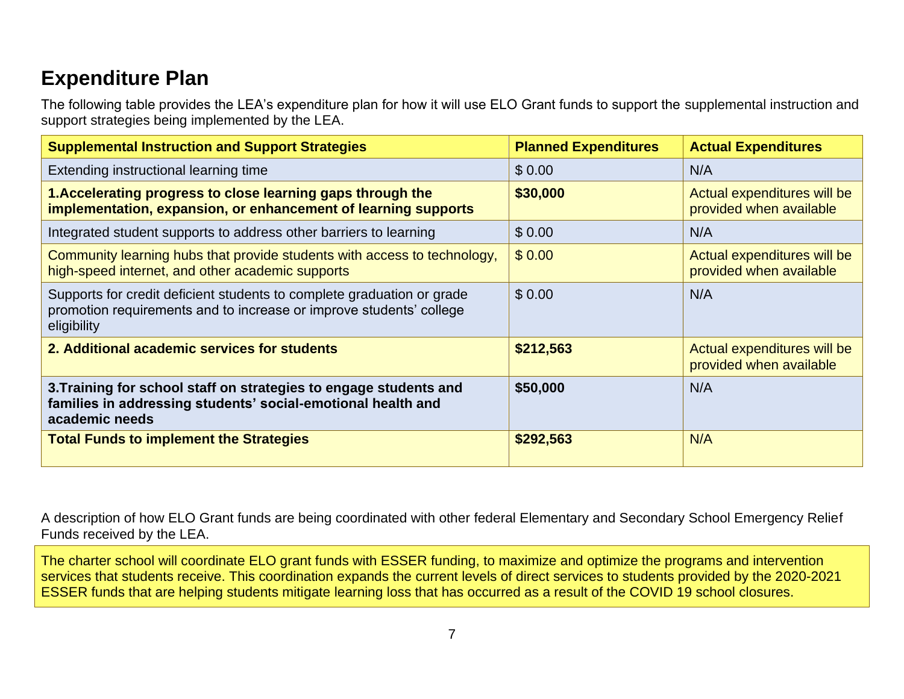## Expenditure Plan

The following table provides the LEA's expenditure plan for how it will use ELO Grant funds to support the supplemental instruction and support strategies being implemented by the LEA.

| Supplemental Instruction and Support Strategies | Planned Expenditures | Actual Expenditures |
|---|---|---|
| Extending instructional learning time | $ 0.00 | N/A |
| **1.Accelerating progress to close learning gaps through the implementation, expansion, or enhancement of learning supports** | **$30,000** | Actual expenditures will be provided when available |
| Integrated student supports to address other barriers to learning | $ 0.00 | N/A |
| Community learning hubs that provide students with access to technology, high-speed internet, and other academic supports | $ 0.00 | Actual expenditures will be provided when available |
| Supports for credit deficient students to complete graduation or grade promotion requirements and to increase or improve students' college eligibility | $ 0.00 | N/A |
| **2. Additional academic services for students** | **$212,563** | Actual expenditures will be provided when available |
| **3.Training for school staff on strategies to engage students and families in addressing students' social-emotional health and academic needs** | **$50,000** | N/A |
| **Total Funds to implement the Strategies** | **$292,563** | N/A |

A description of how ELO Grant funds are being coordinated with other federal Elementary and Secondary School Emergency Relief Funds received by the LEA.

The charter school will coordinate ELO grant funds with ESSER funding, to maximize and optimize the programs and intervention services that students receive. This coordination expands the current levels of direct services to students provided by the 2020-2021 ESSER funds that are helping students mitigate learning loss that has occurred as a result of the COVID 19 school closures.